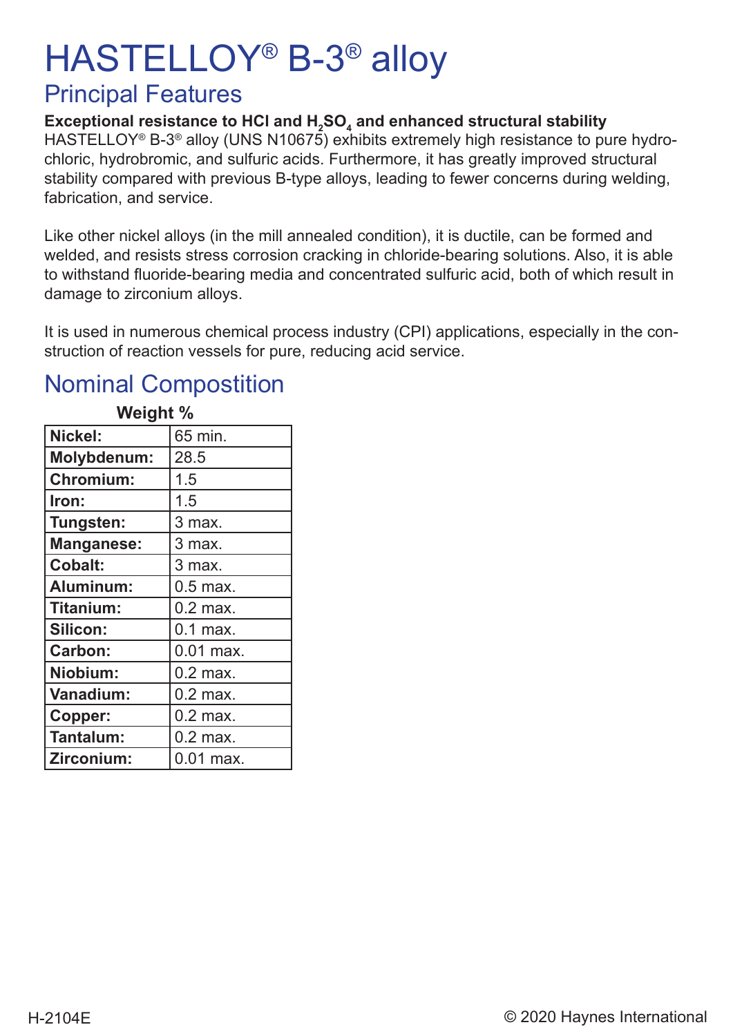# HASTELLOY® B-3® alloy

## Principal Features

**Exceptional resistance to HCl and $H_2SO_4$ and enhanced structural stability**

HASTELLOY® B-3® alloy (UNS N10675) exhibits extremely high resistance to pure hydrochloric, hydrobromic, and sulfuric acids. Furthermore, it has greatly improved structural stability compared with previous B-type alloys, leading to fewer concerns during welding, fabrication, and service.

Like other nickel alloys (in the mill annealed condition), it is ductile, can be formed and welded, and resists stress corrosion cracking in chloride-bearing solutions. Also, it is able to withstand fluoride-bearing media and concentrated sulfuric acid, both of which result in damage to zirconium alloys.

It is used in numerous chemical process industry (CPI) applications, especially in the construction of reaction vessels for pure, reducing acid service.

## Nominal Compostition

| | Weight % |
|---|---|
| **Nickel:** | 65 min. |
| **Molybdenum:** | 28.5 |
| **Chromium:** | 1.5 |
| **Iron:** | 1.5 |
| **Tungsten:** | 3 max. |
| **Manganese:** | 3 max. |
| **Cobalt:** | 3 max. |
| **Aluminum:** | 0.5 max. |
| **Titanium:** | 0.2 max. |
| **Silicon:** | 0.1 max. |
| **Carbon:** | 0.01 max. |
| **Niobium:** | 0.2 max. |
| **Vanadium:** | 0.2 max. |
| **Copper:** | 0.2 max. |
| **Tantalum:** | 0.2 max. |
| **Zirconium:** | 0.01 max. |

H-2104E

© 2020 Haynes International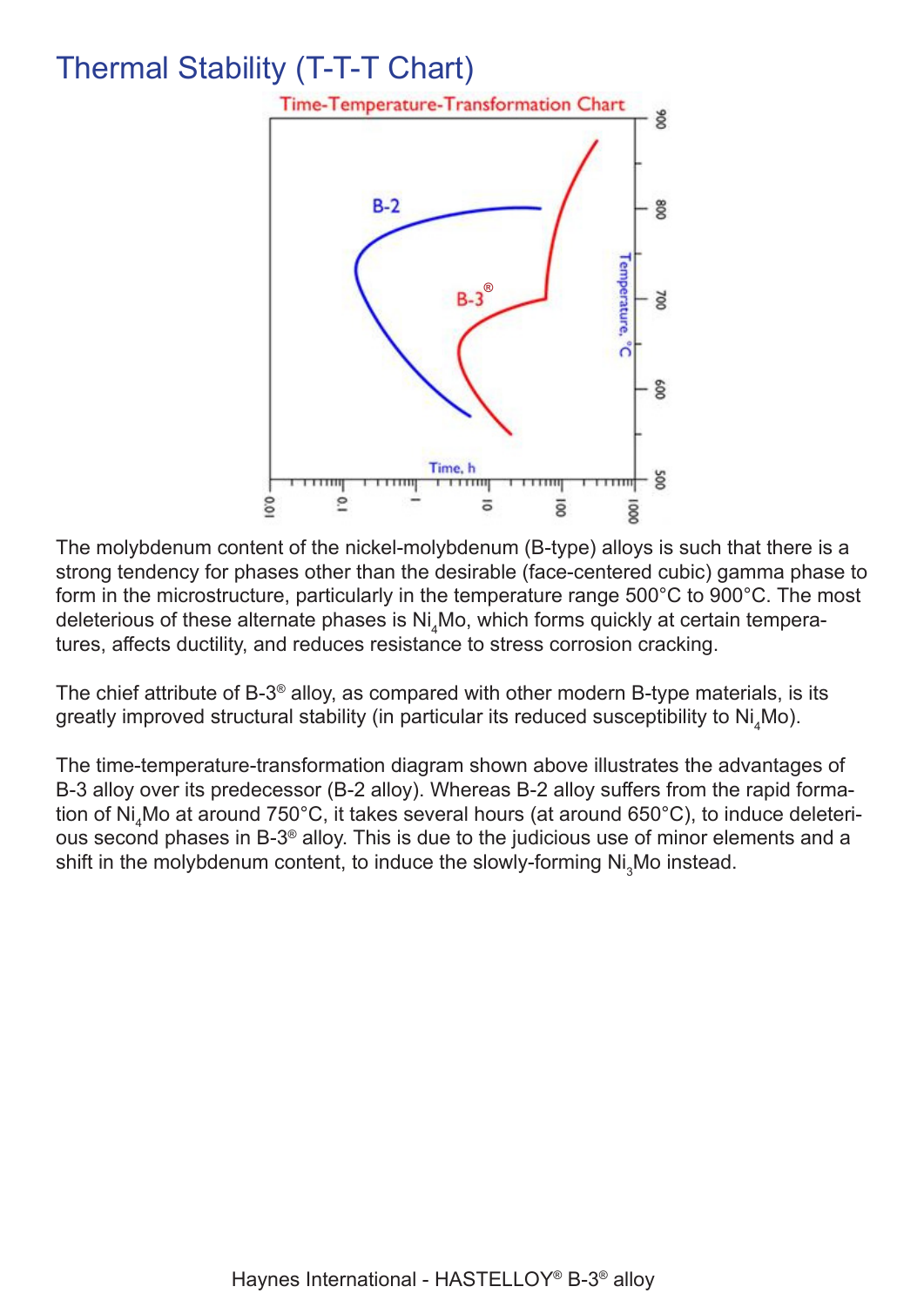# Thermal Stability (T-T-T Chart)

Time-Temperature-Transformation Chart

B-2

B-3®

Temperature, °C

900
800
700
600
500

Time, h

0.01
0.1
1
10
100
1000

The molybdenum content of the nickel-molybdenum (B-type) alloys is such that there is a strong tendency for phases other than the desirable (face-centered cubic) gamma phase to form in the microstructure, particularly in the temperature range 500°C to 900°C. The most deleterious of these alternate phases is $Ni_4Mo$, which forms quickly at certain temperatures, affects ductility, and reduces resistance to stress corrosion cracking.

The chief attribute of B-3® alloy, as compared with other modern B-type materials, is its greatly improved structural stability (in particular its reduced susceptibility to $Ni_4Mo$).

The time-temperature-transformation diagram shown above illustrates the advantages of B-3 alloy over its predecessor (B-2 alloy). Whereas B-2 alloy suffers from the rapid formation of $Ni_4Mo$ at around 750°C, it takes several hours (at around 650°C), to induce deleterious second phases in B-3® alloy. This is due to the judicious use of minor elements and a shift in the molybdenum content, to induce the slowly-forming $Ni_3Mo$ instead.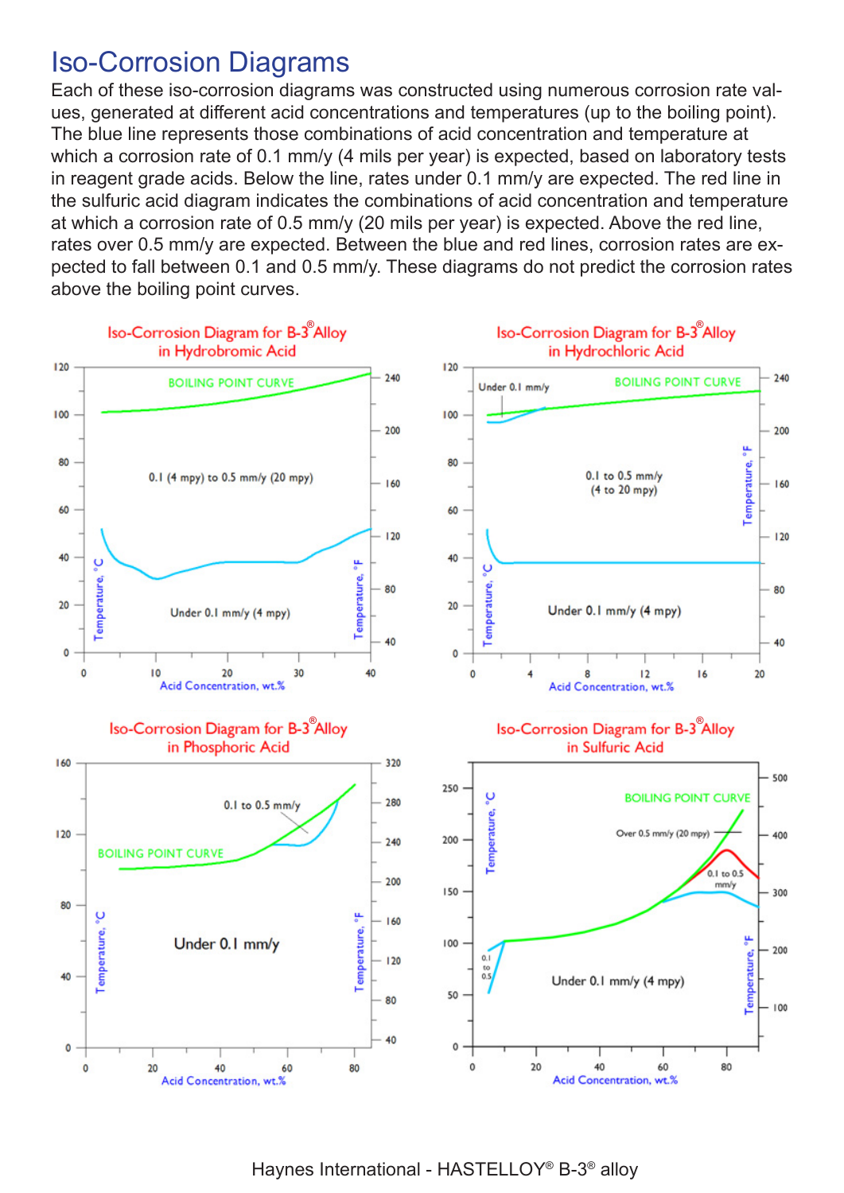# Iso-Corrosion Diagrams

Each of these iso-corrosion diagrams was constructed using numerous corrosion rate values, generated at different acid concentrations and temperatures (up to the boiling point). The blue line represents those combinations of acid concentration and temperature at which a corrosion rate of 0.1 mm/y (4 mils per year) is expected, based on laboratory tests in reagent grade acids. Below the line, rates under 0.1 mm/y are expected. The red line in the sulfuric acid diagram indicates the combinations of acid concentration and temperature at which a corrosion rate of 0.5 mm/y (20 mils per year) is expected. Above the red line, rates over 0.5 mm/y are expected. Between the blue and red lines, corrosion rates are expected to fall between 0.1 and 0.5 mm/y. These diagrams do not predict the corrosion rates above the boiling point curves.

Iso-Corrosion Diagram for B-3® Alloy in Hydrobromic Acid

BOILING POINT CURVE

0.1 (4 mpy) to 0.5 mm/y (20 mpy)

Under 0.1 mm/y (4 mpy)

Temperature, °C: 0, 20, 40, 60, 80, 100, 120

Temperature, °F: 40, 80, 120, 160, 200, 240

Acid Concentration, wt.%: 0, 10, 20, 30, 40

Iso-Corrosion Diagram for B-3® Alloy in Hydrochloric Acid

Under 0.1 mm/y

BOILING POINT CURVE

0.1 to 0.5 mm/y (4 to 20 mpy)

Under 0.1 mm/y (4 mpy)

Temperature, °C: 0, 20, 40, 60, 80, 100, 120

Temperature, °F: 40, 80, 120, 160, 200, 240

Acid Concentration, wt.%: 0, 4, 8, 12, 16, 20

Iso-Corrosion Diagram for B-3® Alloy in Phosphoric Acid

0.1 to 0.5 mm/y

BOILING POINT CURVE

Under 0.1 mm/y

Temperature, °C: 0, 40, 80, 120, 160

Temperature, °F: 40, 80, 120, 160, 200, 240, 280, 320

Acid Concentration, wt.%: 0, 20, 40, 60, 80

Iso-Corrosion Diagram for B-3® Alloy in Sulfuric Acid

BOILING POINT CURVE

Over 0.5 mm/y (20 mpy)

0.1 to 0.5 mm/y

0.1 to 0.5

Under 0.1 mm/y (4 mpy)

Temperature, °C: 0, 50, 100, 150, 200, 250

Temperature, °F: 100, 200, 300, 400, 500

Acid Concentration, wt.%: 0, 20, 40, 60, 80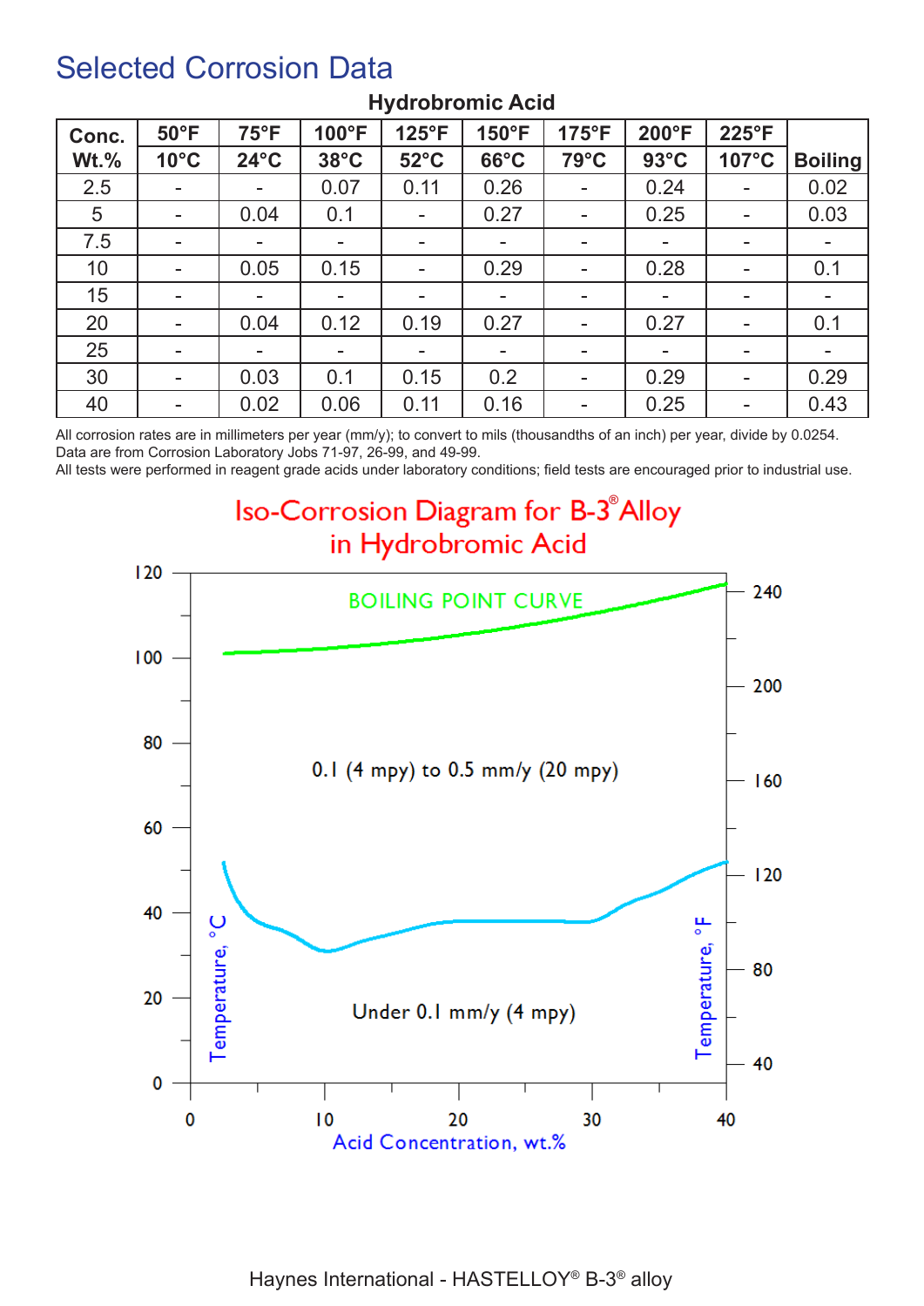## Selected Corrosion Data

**Hydrobromic Acid**

| Conc. Wt.% | 50°F 10°C | 75°F 24°C | 100°F 38°C | 125°F 52°C | 150°F 66°C | 175°F 79°C | 200°F 93°C | 225°F 107°C | Boiling |
|---|---|---|---|---|---|---|---|---|---|
| 2.5 | - | - | 0.07 | 0.11 | 0.26 | - | 0.24 | - | 0.02 |
| 5 | - | 0.04 | 0.1 | - | 0.27 | - | 0.25 | - | 0.03 |
| 7.5 | - | - | - | - | - | - | - | - | - |
| 10 | - | 0.05 | 0.15 | - | 0.29 | - | 0.28 | - | 0.1 |
| 15 | - | - | - | - | - | - | - | - | - |
| 20 | - | 0.04 | 0.12 | 0.19 | 0.27 | - | 0.27 | - | 0.1 |
| 25 | - | - | - | - | - | - | - | - | - |
| 30 | - | 0.03 | 0.1 | 0.15 | 0.2 | - | 0.29 | - | 0.29 |
| 40 | - | 0.02 | 0.06 | 0.11 | 0.16 | - | 0.25 | - | 0.43 |

All corrosion rates are in millimeters per year (mm/y); to convert to mils (thousandths of an inch) per year, divide by 0.0254.
Data are from Corrosion Laboratory Jobs 71-97, 26-99, and 49-99.
All tests were performed in reagent grade acids under laboratory conditions; field tests are encouraged prior to industrial use.

Iso-Corrosion Diagram for B-3® Alloy in Hydrobromic Acid

BOILING POINT CURVE

0.1 (4 mpy) to 0.5 mm/y (20 mpy)

Under 0.1 mm/y (4 mpy)

Temperature, °C

Temperature, °F

Acid Concentration, wt.%

0 20 40 60 80 100 120

40 80 120 160 200 240

0 10 20 30 40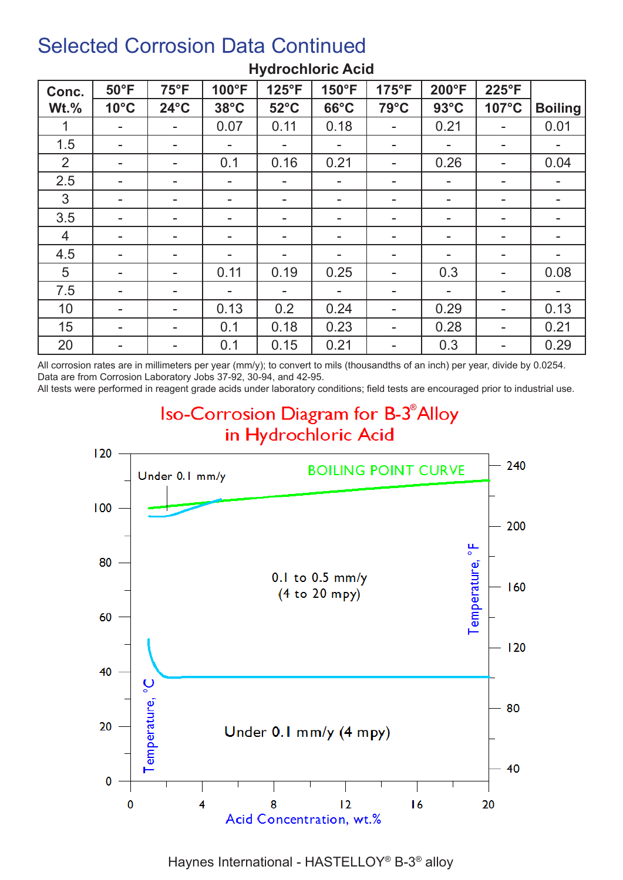# Selected Corrosion Data Continued

### Hydrochloric Acid

| Conc. Wt.% | 50°F 10°C | 75°F 24°C | 100°F 38°C | 125°F 52°C | 150°F 66°C | 175°F 79°C | 200°F 93°C | 225°F 107°C | Boiling |
|---|---|---|---|---|---|---|---|---|---|
| 1 | - | - | 0.07 | 0.11 | 0.18 | - | 0.21 | - | 0.01 |
| 1.5 | - | - | - | - | - | - | - | - | - |
| 2 | - | - | 0.1 | 0.16 | 0.21 | - | 0.26 | - | 0.04 |
| 2.5 | - | - | - | - | - | - | - | - | - |
| 3 | - | - | - | - | - | - | - | - | - |
| 3.5 | - | - | - | - | - | - | - | - | - |
| 4 | - | - | - | - | - | - | - | - | - |
| 4.5 | - | - | - | - | - | - | - | - | - |
| 5 | - | - | 0.11 | 0.19 | 0.25 | - | 0.3 | - | 0.08 |
| 7.5 | - | - | - | - | - | - | - | - | - |
| 10 | - | - | 0.13 | 0.2 | 0.24 | - | 0.29 | - | 0.13 |
| 15 | - | - | 0.1 | 0.18 | 0.23 | - | 0.28 | - | 0.21 |
| 20 | - | - | 0.1 | 0.15 | 0.21 | - | 0.3 | - | 0.29 |

All corrosion rates are in millimeters per year (mm/y); to convert to mils (thousandths of an inch) per year, divide by 0.0254.
Data are from Corrosion Laboratory Jobs 37-92, 30-94, and 42-95.
All tests were performed in reagent grade acids under laboratory conditions; field tests are encouraged prior to industrial use.

Iso-Corrosion Diagram for B-3® Alloy in Hydrochloric Acid

BOILING POINT CURVE
Under 0.1 mm/y
0.1 to 0.5 mm/y
(4 to 20 mpy)
Under 0.1 mm/y (4 mpy)
Temperature, °C
Temperature, °F
Acid Concentration, wt.%
0 4 8 12 16 20
0 20 40 60 80 100 120
40 80 120 160 200 240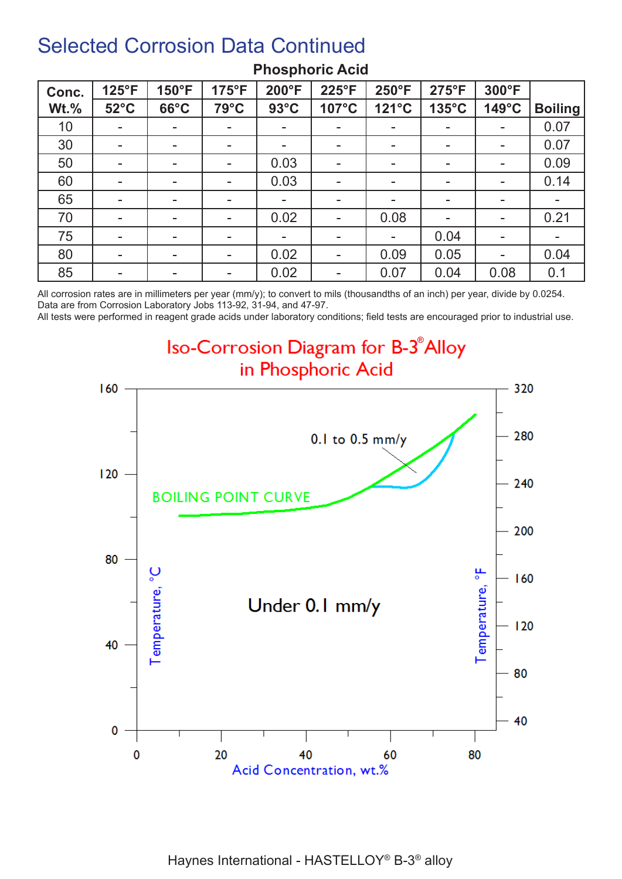# Selected Corrosion Data Continued

**Phosphoric Acid**

| Conc. Wt.% | 125°F 52°C | 150°F 66°C | 175°F 79°C | 200°F 93°C | 225°F 107°C | 250°F 121°C | 275°F 135°C | 300°F 149°C | Boiling |
|---|---|---|---|---|---|---|---|---|---|
| 10 | - | - | - | - | - | - | - | - | 0.07 |
| 30 | - | - | - | - | - | - | - | - | 0.07 |
| 50 | - | - | - | 0.03 | - | - | - | - | 0.09 |
| 60 | - | - | - | 0.03 | - | - | - | - | 0.14 |
| 65 | - | - | - | - | - | - | - | - | - |
| 70 | - | - | - | 0.02 | - | 0.08 | - | - | 0.21 |
| 75 | - | - | - | - | - | - | 0.04 | - | - |
| 80 | - | - | - | 0.02 | - | 0.09 | 0.05 | - | 0.04 |
| 85 | - | - | - | 0.02 | - | 0.07 | 0.04 | 0.08 | 0.1 |

All corrosion rates are in millimeters per year (mm/y); to convert to mils (thousandths of an inch) per year, divide by 0.0254.
Data are from Corrosion Laboratory Jobs 113-92, 31-94, and 47-97.
All tests were performed in reagent grade acids under laboratory conditions; field tests are encouraged prior to industrial use.

Iso-Corrosion Diagram for B-3® Alloy in Phosphoric Acid

0.1 to 0.5 mm/y

BOILING POINT CURVE

Under 0.1 mm/y

Temperature, °C

Temperature, °F

Acid Concentration, wt.%

0, 40, 80, 120, 160

40, 80, 120, 160, 200, 240, 280, 320

0, 20, 40, 60, 80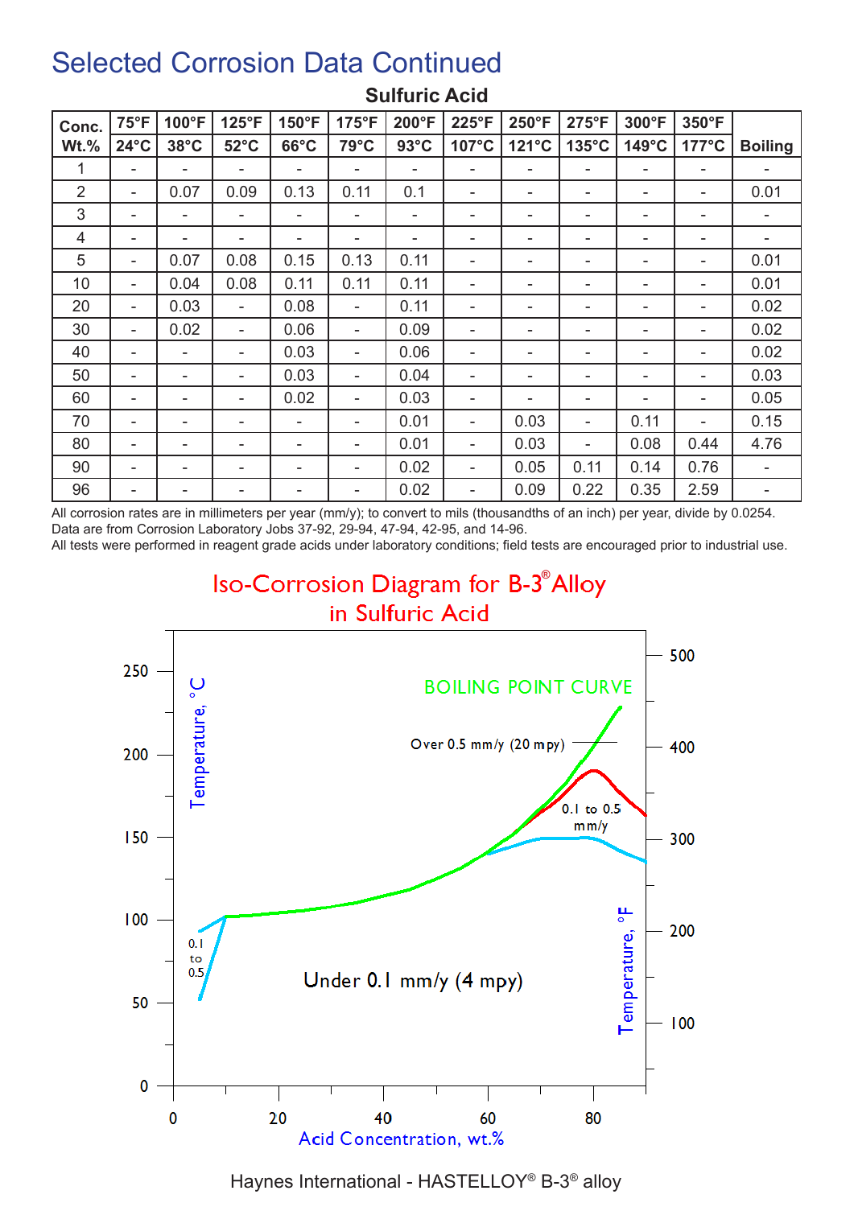# Selected Corrosion Data Continued

**Sulfuric Acid**

| Conc. Wt.% | 75°F 24°C | 100°F 38°C | 125°F 52°C | 150°F 66°C | 175°F 79°C | 200°F 93°C | 225°F 107°C | 250°F 121°C | 275°F 135°C | 300°F 149°C | 350°F 177°C | Boiling |
|---|---|---|---|---|---|---|---|---|---|---|---|---|
| 1 | - | - | - | - | - | - | - | - | - | - | - | - |
| 2 | - | 0.07 | 0.09 | 0.13 | 0.11 | 0.1 | - | - | - | - | - | 0.01 |
| 3 | - | - | - | - | - | - | - | - | - | - | - | - |
| 4 | - | - | - | - | - | - | - | - | - | - | - | - |
| 5 | - | 0.07 | 0.08 | 0.15 | 0.13 | 0.11 | - | - | - | - | - | 0.01 |
| 10 | - | 0.04 | 0.08 | 0.11 | 0.11 | 0.11 | - | - | - | - | - | 0.01 |
| 20 | - | 0.03 | - | 0.08 | - | 0.11 | - | - | - | - | - | 0.02 |
| 30 | - | 0.02 | - | 0.06 | - | 0.09 | - | - | - | - | - | 0.02 |
| 40 | - | - | - | 0.03 | - | 0.06 | - | - | - | - | - | 0.02 |
| 50 | - | - | - | 0.03 | - | 0.04 | - | - | - | - | - | 0.03 |
| 60 | - | - | - | 0.02 | - | 0.03 | - | - | - | - | - | 0.05 |
| 70 | - | - | - | - | - | 0.01 | - | 0.03 | - | 0.11 | - | 0.15 |
| 80 | - | - | - | - | - | 0.01 | - | 0.03 | - | 0.08 | 0.44 | 4.76 |
| 90 | - | - | - | - | - | 0.02 | - | 0.05 | 0.11 | 0.14 | 0.76 | - |
| 96 | - | - | - | - | - | 0.02 | - | 0.09 | 0.22 | 0.35 | 2.59 | - |

All corrosion rates are in millimeters per year (mm/y); to convert to mils (thousandths of an inch) per year, divide by 0.0254.
Data are from Corrosion Laboratory Jobs 37-92, 29-94, 47-94, 42-95, and 14-96.
All tests were performed in reagent grade acids under laboratory conditions; field tests are encouraged prior to industrial use.

Iso-Corrosion Diagram for B-3® Alloy in Sulfuric Acid

BOILING POINT CURVE

Over 0.5 mm/y (20 mpy)

0.1 to 0.5 mm/y

0.1 to 0.5

Under 0.1 mm/y (4 mpy)

Temperature, °C

Temperature, °F

Acid Concentration, wt.%

0
50
100
150
200
250

100
200
300
400
500

0
20
40
60
80

Haynes International - HASTELLOY® B-3® alloy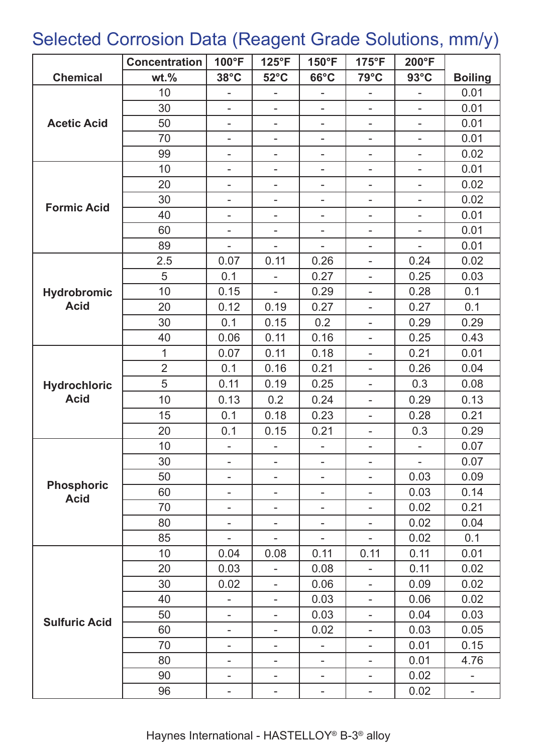# Selected Corrosion Data (Reagent Grade Solutions, mm/y)

| Chemical | Concentration wt.% | 100°F 38°C | 125°F 52°C | 150°F 66°C | 175°F 79°C | 200°F 93°C | Boiling |
|---|---|---|---|---|---|---|---|
| Acetic Acid | 10 | - | - | - | - | - | 0.01 |
| | 30 | - | - | - | - | - | 0.01 |
| | 50 | - | - | - | - | - | 0.01 |
| | 70 | - | - | - | - | - | 0.01 |
| | 99 | - | - | - | - | - | 0.02 |
| Formic Acid | 10 | - | - | - | - | - | 0.01 |
| | 20 | - | - | - | - | - | 0.02 |
| | 30 | - | - | - | - | - | 0.02 |
| | 40 | - | - | - | - | - | 0.01 |
| | 60 | - | - | - | - | - | 0.01 |
| | 89 | - | - | - | - | - | 0.01 |
| Hydrobromic Acid | 2.5 | 0.07 | 0.11 | 0.26 | - | 0.24 | 0.02 |
| | 5 | 0.1 | - | 0.27 | - | 0.25 | 0.03 |
| | 10 | 0.15 | - | 0.29 | - | 0.28 | 0.1 |
| | 20 | 0.12 | 0.19 | 0.27 | - | 0.27 | 0.1 |
| | 30 | 0.1 | 0.15 | 0.2 | - | 0.29 | 0.29 |
| | 40 | 0.06 | 0.11 | 0.16 | - | 0.25 | 0.43 |
| Hydrochloric Acid | 1 | 0.07 | 0.11 | 0.18 | - | 0.21 | 0.01 |
| | 2 | 0.1 | 0.16 | 0.21 | - | 0.26 | 0.04 |
| | 5 | 0.11 | 0.19 | 0.25 | - | 0.3 | 0.08 |
| | 10 | 0.13 | 0.2 | 0.24 | - | 0.29 | 0.13 |
| | 15 | 0.1 | 0.18 | 0.23 | - | 0.28 | 0.21 |
| | 20 | 0.1 | 0.15 | 0.21 | - | 0.3 | 0.29 |
| Phosphoric Acid | 10 | - | - | - | - | - | 0.07 |
| | 30 | - | - | - | - | - | 0.07 |
| | 50 | - | - | - | - | 0.03 | 0.09 |
| | 60 | - | - | - | - | 0.03 | 0.14 |
| | 70 | - | - | - | - | 0.02 | 0.21 |
| | 80 | - | - | - | - | 0.02 | 0.04 |
| | 85 | - | - | - | - | 0.02 | 0.1 |
| Sulfuric Acid | 10 | 0.04 | 0.08 | 0.11 | 0.11 | 0.11 | 0.01 |
| | 20 | 0.03 | - | 0.08 | - | 0.11 | 0.02 |
| | 30 | 0.02 | - | 0.06 | - | 0.09 | 0.02 |
| | 40 | - | - | 0.03 | - | 0.06 | 0.02 |
| | 50 | - | - | 0.03 | - | 0.04 | 0.03 |
| | 60 | - | - | 0.02 | - | 0.03 | 0.05 |
| | 70 | - | - | - | - | 0.01 | 0.15 |
| | 80 | - | - | - | - | 0.01 | 4.76 |
| | 90 | - | - | - | - | 0.02 | - |
| | 96 | - | - | - | - | 0.02 | - |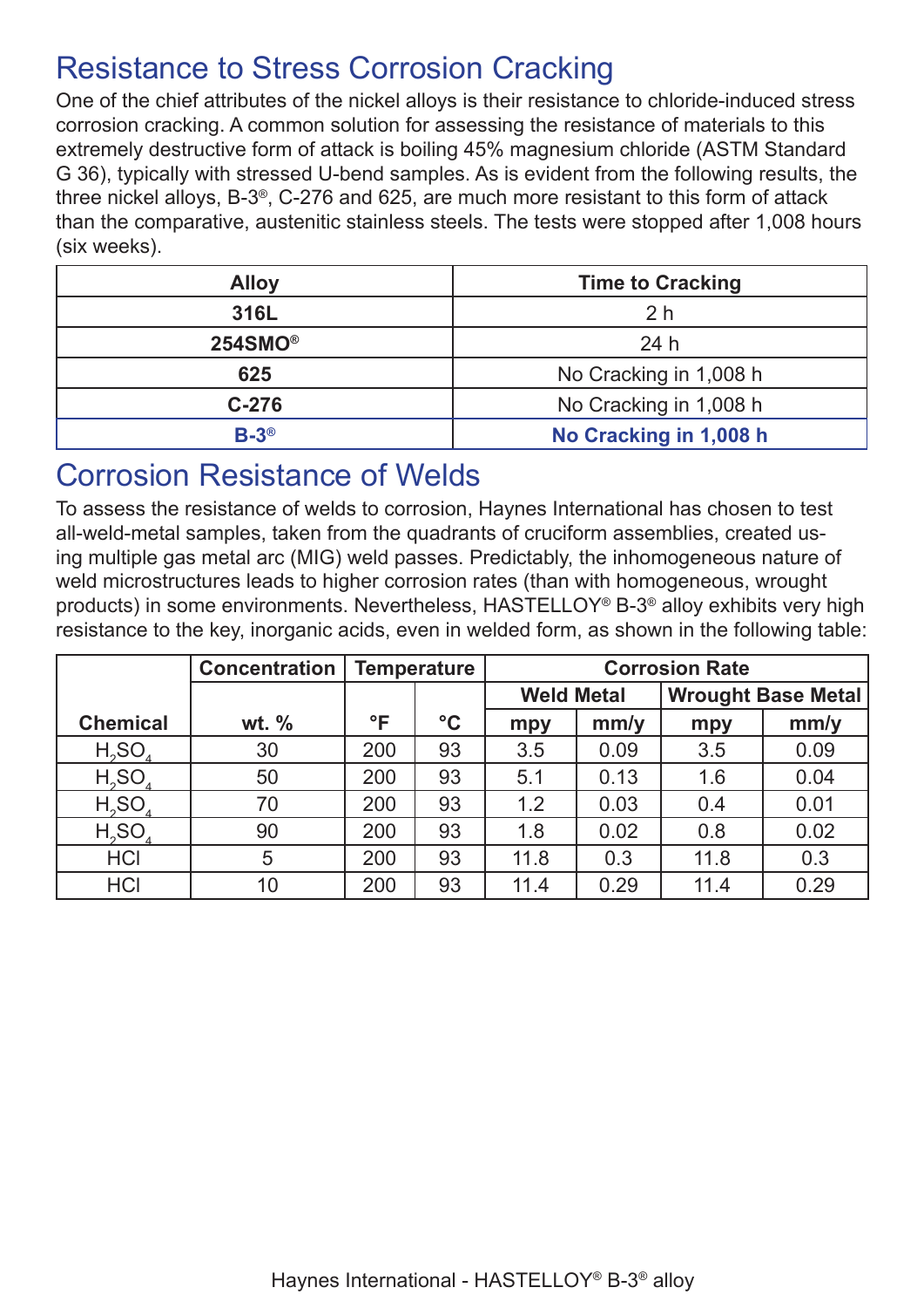## Resistance to Stress Corrosion Cracking

One of the chief attributes of the nickel alloys is their resistance to chloride-induced stress corrosion cracking. A common solution for assessing the resistance of materials to this extremely destructive form of attack is boiling 45% magnesium chloride (ASTM Standard G 36), typically with stressed U-bend samples. As is evident from the following results, the three nickel alloys, B-3®, C-276 and 625, are much more resistant to this form of attack than the comparative, austenitic stainless steels. The tests were stopped after 1,008 hours (six weeks).

| Alloy | Time to Cracking |
|---|---|
| **316L** | 2 h |
| **254SMO®** | 24 h |
| **625** | No Cracking in 1,008 h |
| **C-276** | No Cracking in 1,008 h |
| **B-3®** | **No Cracking in 1,008 h** |

## Corrosion Resistance of Welds

To assess the resistance of welds to corrosion, Haynes International has chosen to test all-weld-metal samples, taken from the quadrants of cruciform assemblies, created using multiple gas metal arc (MIG) weld passes. Predictably, the inhomogeneous nature of weld microstructures leads to higher corrosion rates (than with homogeneous, wrought products) in some environments. Nevertheless, HASTELLOY® B-3® alloy exhibits very high resistance to the key, inorganic acids, even in welded form, as shown in the following table:

| | Concentration | Temperature | | Corrosion Rate | | | |
|---|---|---|---|---|---|---|---|
| | | | | Weld Metal | | Wrought Base Metal | |
| **Chemical** | **wt. %** | **°F** | **°C** | **mpy** | **mm/y** | **mpy** | **mm/y** |
| $H_2SO_4$ | 30 | 200 | 93 | 3.5 | 0.09 | 3.5 | 0.09 |
| $H_2SO_4$ | 50 | 200 | 93 | 5.1 | 0.13 | 1.6 | 0.04 |
| $H_2SO_4$ | 70 | 200 | 93 | 1.2 | 0.03 | 0.4 | 0.01 |
| $H_2SO_4$ | 90 | 200 | 93 | 1.8 | 0.02 | 0.8 | 0.02 |
| HCl | 5 | 200 | 93 | 11.8 | 0.3 | 11.8 | 0.3 |
| HCl | 10 | 200 | 93 | 11.4 | 0.29 | 11.4 | 0.29 |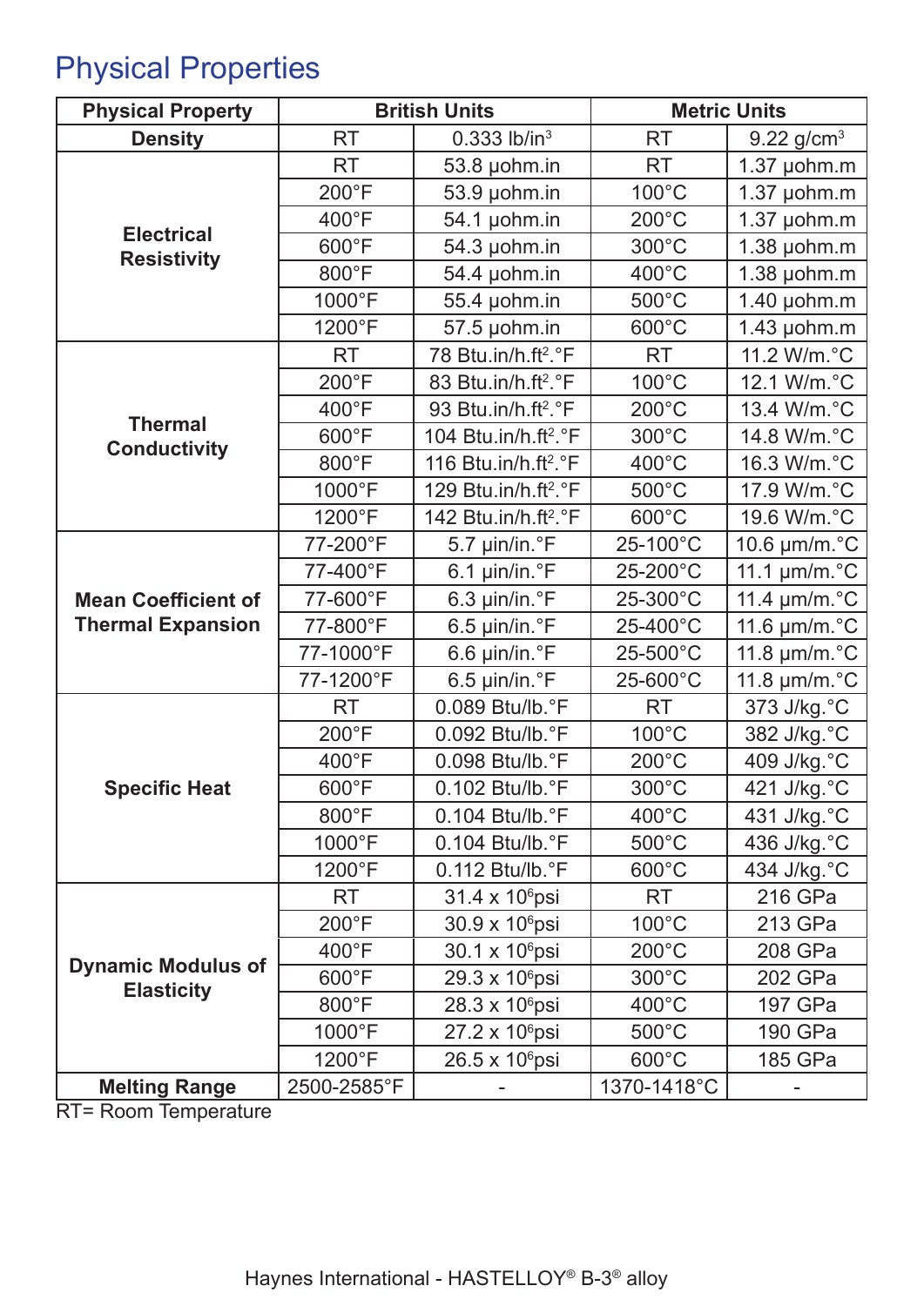# Physical Properties

| Physical Property | British Units | | Metric Units | |
|---|---|---|---|---|
| **Density** | RT | 0.333 lb/in$^3$ | RT | 9.22 g/cm$^3$ |
| **Electrical Resistivity** | RT | 53.8 µohm.in | RT | 1.37 µohm.m |
| | 200°F | 53.9 µohm.in | 100°C | 1.37 µohm.m |
| | 400°F | 54.1 µohm.in | 200°C | 1.37 µohm.m |
| | 600°F | 54.3 µohm.in | 300°C | 1.38 µohm.m |
| | 800°F | 54.4 µohm.in | 400°C | 1.38 µohm.m |
| | 1000°F | 55.4 µohm.in | 500°C | 1.40 µohm.m |
| | 1200°F | 57.5 µohm.in | 600°C | 1.43 µohm.m |
| **Thermal Conductivity** | RT | 78 Btu.in/h.ft$^2$.°F | RT | 11.2 W/m.°C |
| | 200°F | 83 Btu.in/h.ft$^2$.°F | 100°C | 12.1 W/m.°C |
| | 400°F | 93 Btu.in/h.ft$^2$.°F | 200°C | 13.4 W/m.°C |
| | 600°F | 104 Btu.in/h.ft$^2$.°F | 300°C | 14.8 W/m.°C |
| | 800°F | 116 Btu.in/h.ft$^2$.°F | 400°C | 16.3 W/m.°C |
| | 1000°F | 129 Btu.in/h.ft$^2$.°F | 500°C | 17.9 W/m.°C |
| | 1200°F | 142 Btu.in/h.ft$^2$.°F | 600°C | 19.6 W/m.°C |
| **Mean Coefficient of Thermal Expansion** | 77-200°F | 5.7 µin/in.°F | 25-100°C | 10.6 µm/m.°C |
| | 77-400°F | 6.1 µin/in.°F | 25-200°C | 11.1 µm/m.°C |
| | 77-600°F | 6.3 µin/in.°F | 25-300°C | 11.4 µm/m.°C |
| | 77-800°F | 6.5 µin/in.°F | 25-400°C | 11.6 µm/m.°C |
| | 77-1000°F | 6.6 µin/in.°F | 25-500°C | 11.8 µm/m.°C |
| | 77-1200°F | 6.5 µin/in.°F | 25-600°C | 11.8 µm/m.°C |
| **Specific Heat** | RT | 0.089 Btu/lb.°F | RT | 373 J/kg.°C |
| | 200°F | 0.092 Btu/lb.°F | 100°C | 382 J/kg.°C |
| | 400°F | 0.098 Btu/lb.°F | 200°C | 409 J/kg.°C |
| | 600°F | 0.102 Btu/lb.°F | 300°C | 421 J/kg.°C |
| | 800°F | 0.104 Btu/lb.°F | 400°C | 431 J/kg.°C |
| | 1000°F | 0.104 Btu/lb.°F | 500°C | 436 J/kg.°C |
| | 1200°F | 0.112 Btu/lb.°F | 600°C | 434 J/kg.°C |
| **Dynamic Modulus of Elasticity** | RT | 31.4 x 10$^6$psi | RT | 216 GPa |
| | 200°F | 30.9 x 10$^6$psi | 100°C | 213 GPa |
| | 400°F | 30.1 x 10$^6$psi | 200°C | 208 GPa |
| | 600°F | 29.3 x 10$^6$psi | 300°C | 202 GPa |
| | 800°F | 28.3 x 10$^6$psi | 400°C | 197 GPa |
| | 1000°F | 27.2 x 10$^6$psi | 500°C | 190 GPa |
| | 1200°F | 26.5 x 10$^6$psi | 600°C | 185 GPa |
| **Melting Range** | 2500-2585°F | - | 1370-1418°C | - |

RT= Room Temperature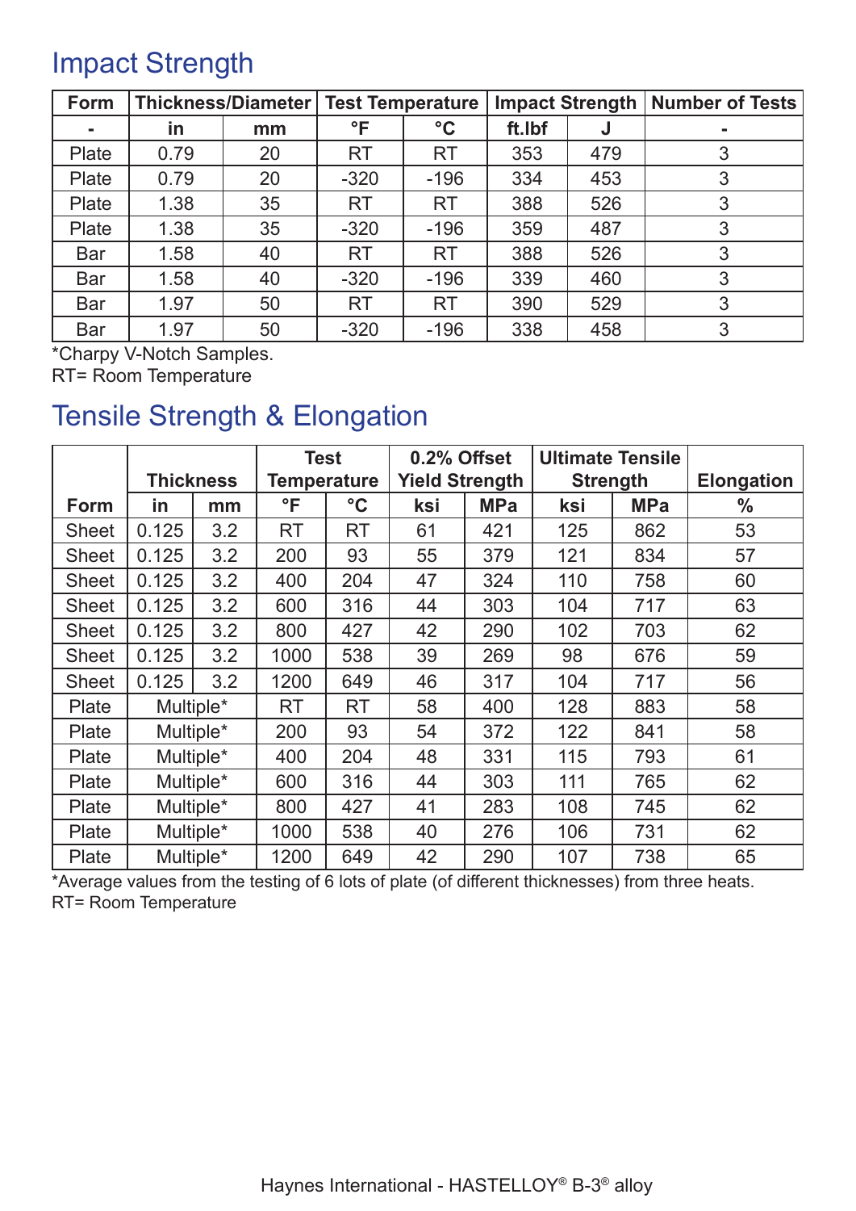## Impact Strength

| Form | Thickness/Diameter | | Test Temperature | | Impact Strength | | Number of Tests |
|---|---|---|---|---|---|---|---|
| - | in | mm | °F | °C | ft.lbf | J | - |
| Plate | 0.79 | 20 | RT | RT | 353 | 479 | 3 |
| Plate | 0.79 | 20 | -320 | -196 | 334 | 453 | 3 |
| Plate | 1.38 | 35 | RT | RT | 388 | 526 | 3 |
| Plate | 1.38 | 35 | -320 | -196 | 359 | 487 | 3 |
| Bar | 1.58 | 40 | RT | RT | 388 | 526 | 3 |
| Bar | 1.58 | 40 | -320 | -196 | 339 | 460 | 3 |
| Bar | 1.97 | 50 | RT | RT | 390 | 529 | 3 |
| Bar | 1.97 | 50 | -320 | -196 | 338 | 458 | 3 |

*Charpy V-Notch Samples.
RT= Room Temperature

## Tensile Strength & Elongation

| | Thickness | | Test Temperature | | 0.2% Offset Yield Strength | | Ultimate Tensile Strength | | Elongation |
|---|---|---|---|---|---|---|---|---|---|
| Form | in | mm | °F | °C | ksi | MPa | ksi | MPa | % |
| Sheet | 0.125 | 3.2 | RT | RT | 61 | 421 | 125 | 862 | 53 |
| Sheet | 0.125 | 3.2 | 200 | 93 | 55 | 379 | 121 | 834 | 57 |
| Sheet | 0.125 | 3.2 | 400 | 204 | 47 | 324 | 110 | 758 | 60 |
| Sheet | 0.125 | 3.2 | 600 | 316 | 44 | 303 | 104 | 717 | 63 |
| Sheet | 0.125 | 3.2 | 800 | 427 | 42 | 290 | 102 | 703 | 62 |
| Sheet | 0.125 | 3.2 | 1000 | 538 | 39 | 269 | 98 | 676 | 59 |
| Sheet | 0.125 | 3.2 | 1200 | 649 | 46 | 317 | 104 | 717 | 56 |
| Plate | Multiple* | | RT | RT | 58 | 400 | 128 | 883 | 58 |
| Plate | Multiple* | | 200 | 93 | 54 | 372 | 122 | 841 | 58 |
| Plate | Multiple* | | 400 | 204 | 48 | 331 | 115 | 793 | 61 |
| Plate | Multiple* | | 600 | 316 | 44 | 303 | 111 | 765 | 62 |
| Plate | Multiple* | | 800 | 427 | 41 | 283 | 108 | 745 | 62 |
| Plate | Multiple* | | 1000 | 538 | 40 | 276 | 106 | 731 | 62 |
| Plate | Multiple* | | 1200 | 649 | 42 | 290 | 107 | 738 | 65 |

*Average values from the testing of 6 lots of plate (of different thicknesses) from three heats.
RT= Room Temperature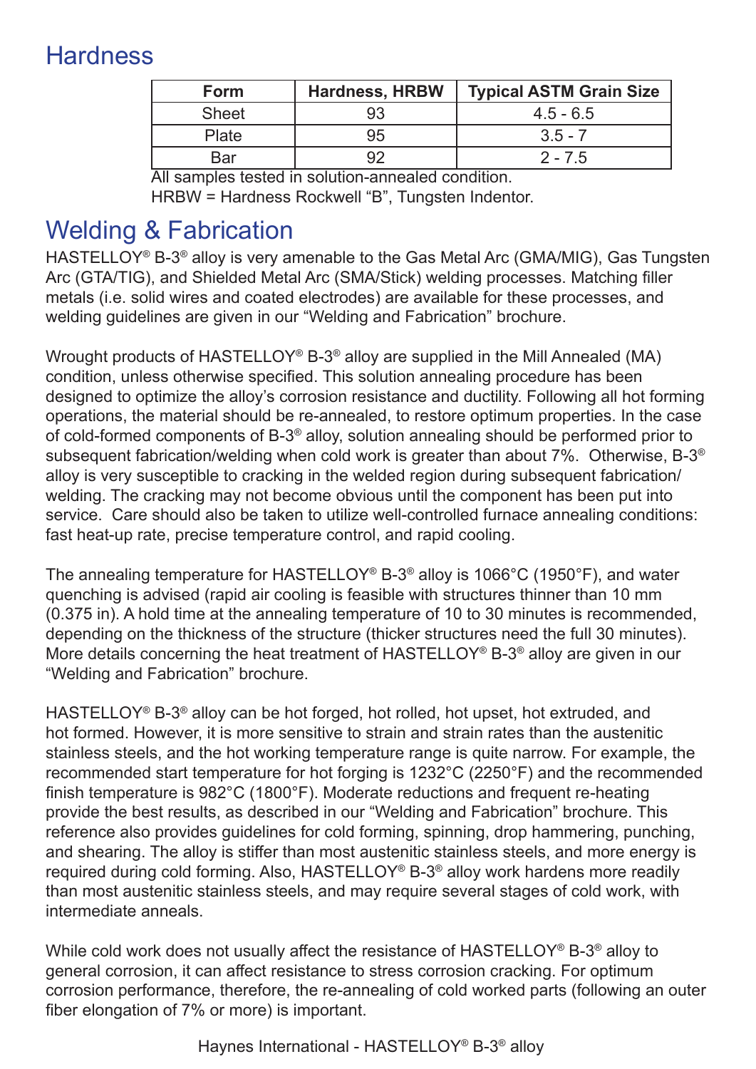## Hardness

| Form | Hardness, HRBW | Typical ASTM Grain Size |
|---|---|---|
| Sheet | 93 | 4.5 - 6.5 |
| Plate | 95 | 3.5 - 7 |
| Bar | 92 | 2 - 7.5 |

All samples tested in solution-annealed condition.
HRBW = Hardness Rockwell "B", Tungsten Indentor.

## Welding & Fabrication

HASTELLOY® B-3® alloy is very amenable to the Gas Metal Arc (GMA/MIG), Gas Tungsten Arc (GTA/TIG), and Shielded Metal Arc (SMA/Stick) welding processes. Matching filler metals (i.e. solid wires and coated electrodes) are available for these processes, and welding guidelines are given in our "Welding and Fabrication" brochure.

Wrought products of HASTELLOY® B-3® alloy are supplied in the Mill Annealed (MA) condition, unless otherwise specified. This solution annealing procedure has been designed to optimize the alloy's corrosion resistance and ductility. Following all hot forming operations, the material should be re-annealed, to restore optimum properties. In the case of cold-formed components of B-3® alloy, solution annealing should be performed prior to subsequent fabrication/welding when cold work is greater than about 7%. Otherwise, B-3® alloy is very susceptible to cracking in the welded region during subsequent fabrication/welding. The cracking may not become obvious until the component has been put into service. Care should also be taken to utilize well-controlled furnace annealing conditions: fast heat-up rate, precise temperature control, and rapid cooling.

The annealing temperature for HASTELLOY® B-3® alloy is 1066°C (1950°F), and water quenching is advised (rapid air cooling is feasible with structures thinner than 10 mm (0.375 in). A hold time at the annealing temperature of 10 to 30 minutes is recommended, depending on the thickness of the structure (thicker structures need the full 30 minutes). More details concerning the heat treatment of HASTELLOY® B-3® alloy are given in our "Welding and Fabrication" brochure.

HASTELLOY® B-3® alloy can be hot forged, hot rolled, hot upset, hot extruded, and hot formed. However, it is more sensitive to strain and strain rates than the austenitic stainless steels, and the hot working temperature range is quite narrow. For example, the recommended start temperature for hot forging is 1232°C (2250°F) and the recommended finish temperature is 982°C (1800°F). Moderate reductions and frequent re-heating provide the best results, as described in our "Welding and Fabrication" brochure. This reference also provides guidelines for cold forming, spinning, drop hammering, punching, and shearing. The alloy is stiffer than most austenitic stainless steels, and more energy is required during cold forming. Also, HASTELLOY® B-3® alloy work hardens more readily than most austenitic stainless steels, and may require several stages of cold work, with intermediate anneals.

While cold work does not usually affect the resistance of HASTELLOY® B-3® alloy to general corrosion, it can affect resistance to stress corrosion cracking. For optimum corrosion performance, therefore, the re-annealing of cold worked parts (following an outer fiber elongation of 7% or more) is important.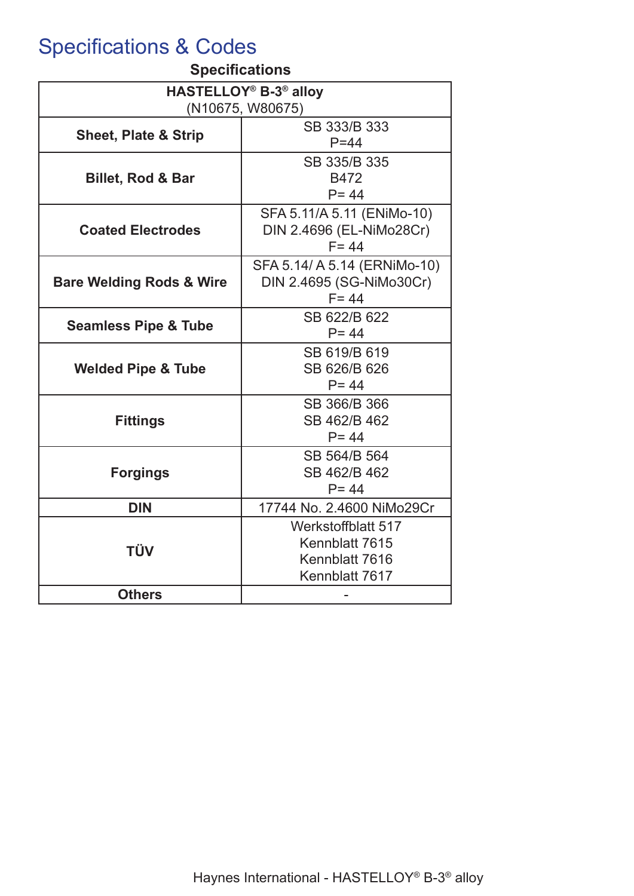# Specifications & Codes

**Specifications**

| HASTELLOY® B-3® alloy (N10675, W80675) | |
|---|---|
| **Sheet, Plate & Strip** | SB 333/B 333<br>P=44 |
| **Billet, Rod & Bar** | SB 335/B 335<br>B472<br>P= 44 |
| **Coated Electrodes** | SFA 5.11/A 5.11 (ENiMo-10)<br>DIN 2.4696 (EL-NiMo28Cr)<br>F= 44 |
| **Bare Welding Rods & Wire** | SFA 5.14/ A 5.14 (ERNiMo-10)<br>DIN 2.4695 (SG-NiMo30Cr)<br>F= 44 |
| **Seamless Pipe & Tube** | SB 622/B 622<br>P= 44 |
| **Welded Pipe & Tube** | SB 619/B 619<br>SB 626/B 626<br>P= 44 |
| **Fittings** | SB 366/B 366<br>SB 462/B 462<br>P= 44 |
| **Forgings** | SB 564/B 564<br>SB 462/B 462<br>P= 44 |
| **DIN** | 17744 No. 2.4600 NiMo29Cr |
| **TÜV** | Werkstoffblatt 517<br>Kennblatt 7615<br>Kennblatt 7616<br>Kennblatt 7617 |
| **Others** | - |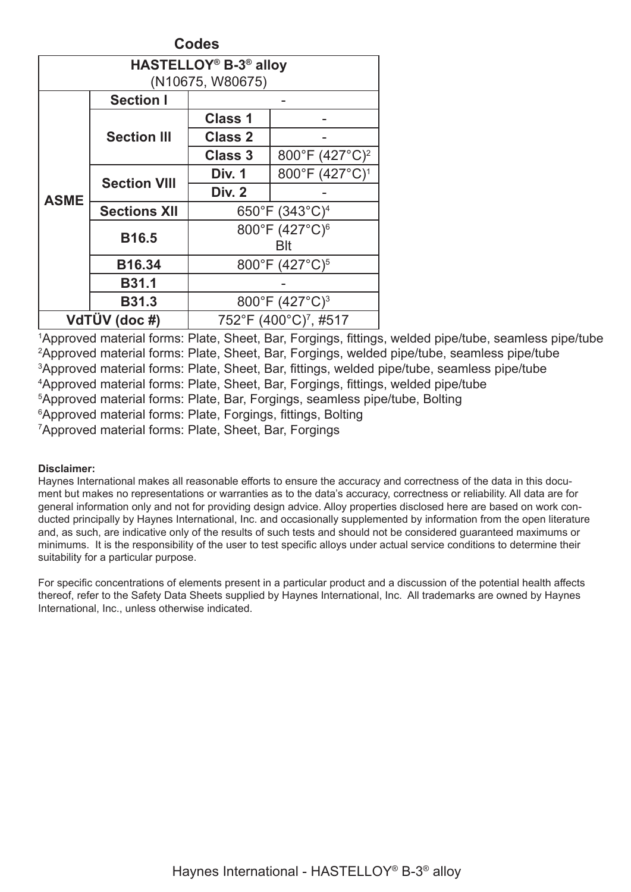**Codes**

| HASTELLOY® B-3® alloy (N10675, W80675) | | | |
|---|---|---|---|
| ASME | Section I | - | |
| | Section III | Class 1 | - |
| | | Class 2 | - |
| | | Class 3 | 800°F (427°C)[2] |
| | Section VIII | Div. 1 | 800°F (427°C)[1] |
| | | Div. 2 | - |
| | Sections XII | 650°F (343°C)[4] | |
| | B16.5 | 800°F (427°C)[6] Blt | |
| | B16.34 | 800°F (427°C)[5] | |
| | B31.1 | - | |
| | B31.3 | 800°F (427°C)[3] | |
| VdTÜV (doc #) | | 752°F (400°C)[7], #517 | |

[1]Approved material forms: Plate, Sheet, Bar, Forgings, fittings, welded pipe/tube, seamless pipe/tube
[2]Approved material forms: Plate, Sheet, Bar, Forgings, welded pipe/tube, seamless pipe/tube
[3]Approved material forms: Plate, Sheet, Bar, fittings, welded pipe/tube, seamless pipe/tube
[4]Approved material forms: Plate, Sheet, Bar, Forgings, fittings, welded pipe/tube
[5]Approved material forms: Plate, Bar, Forgings, seamless pipe/tube, Bolting
[6]Approved material forms: Plate, Forgings, fittings, Bolting
[7]Approved material forms: Plate, Sheet, Bar, Forgings

**Disclaimer:**
Haynes International makes all reasonable efforts to ensure the accuracy and correctness of the data in this document but makes no representations or warranties as to the data's accuracy, correctness or reliability. All data are for general information only and not for providing design advice. Alloy properties disclosed here are based on work conducted principally by Haynes International, Inc. and occasionally supplemented by information from the open literature and, as such, are indicative only of the results of such tests and should not be considered guaranteed maximums or minimums. It is the responsibility of the user to test specific alloys under actual service conditions to determine their suitability for a particular purpose.

For specific concentrations of elements present in a particular product and a discussion of the potential health affects thereof, refer to the Safety Data Sheets supplied by Haynes International, Inc. All trademarks are owned by Haynes International, Inc., unless otherwise indicated.